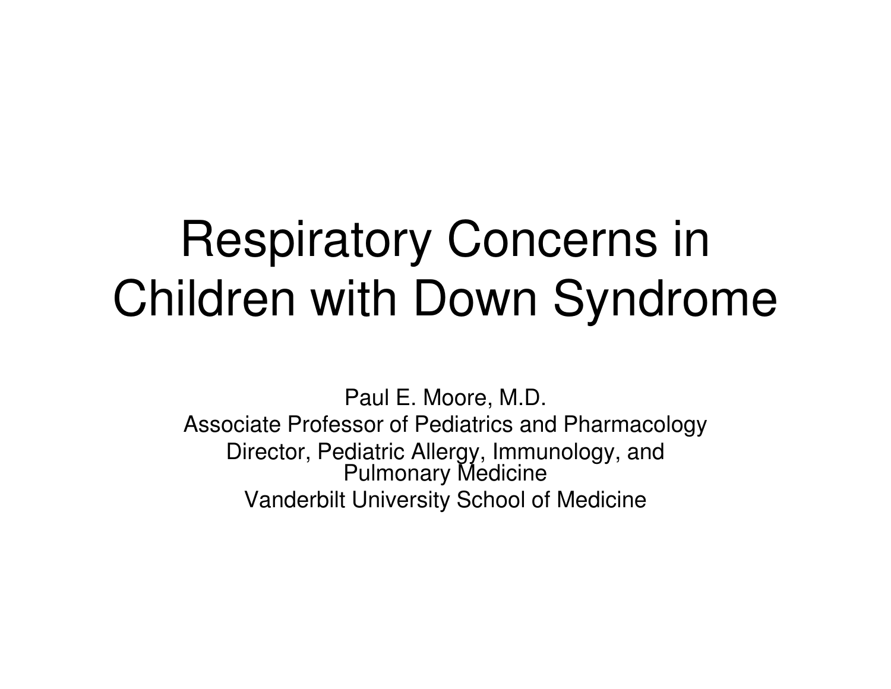# Respiratory Concerns in Children with Down Syndrome

Paul E. Moore, M.D.
Associate Professor of Pediatrics and Pharmacology
Director, Pediatric Allergy, Immunology, and Pulmonary Medicine
Vanderbilt University School of Medicine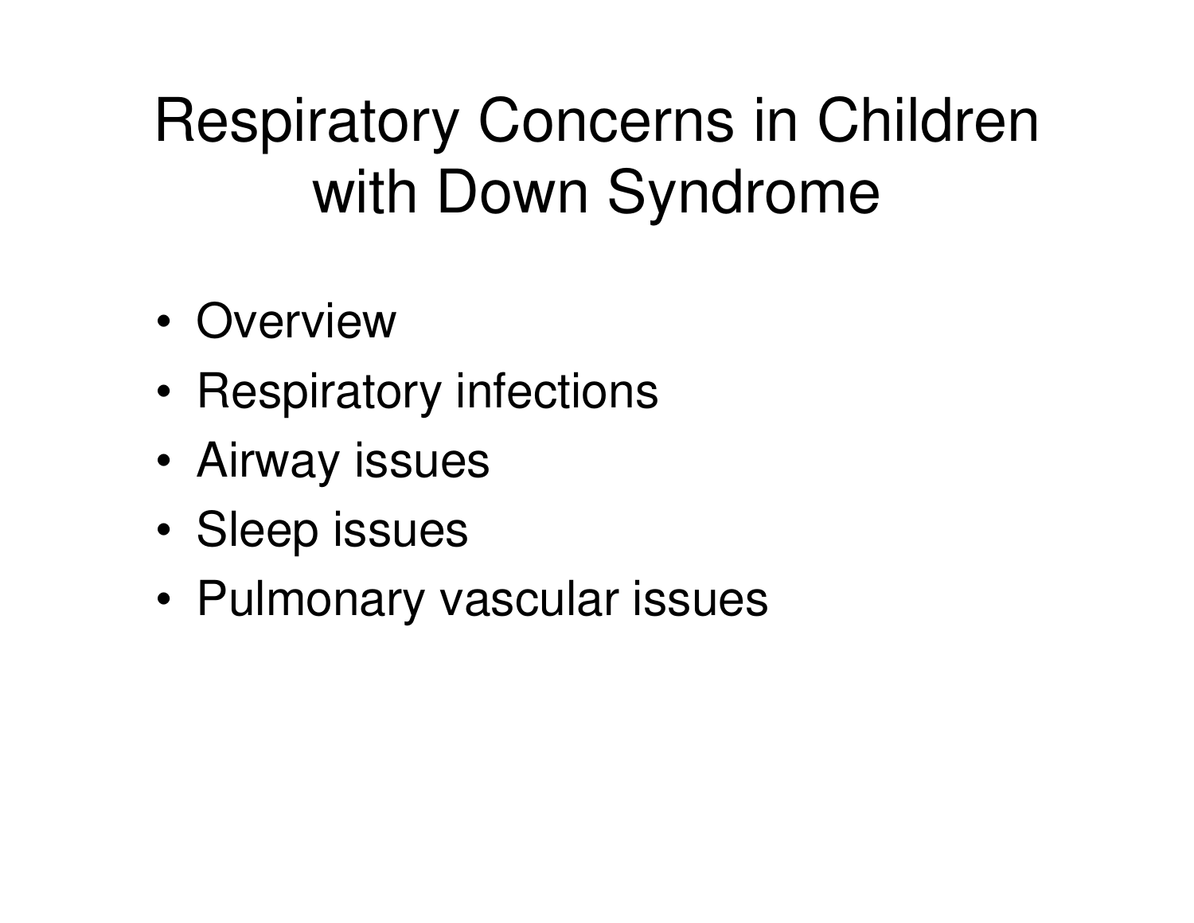# Respiratory Concerns in Children with Down Syndrome

- Overview
- Respiratory infections
- Airway issues
- Sleep issues
- Pulmonary vascular issues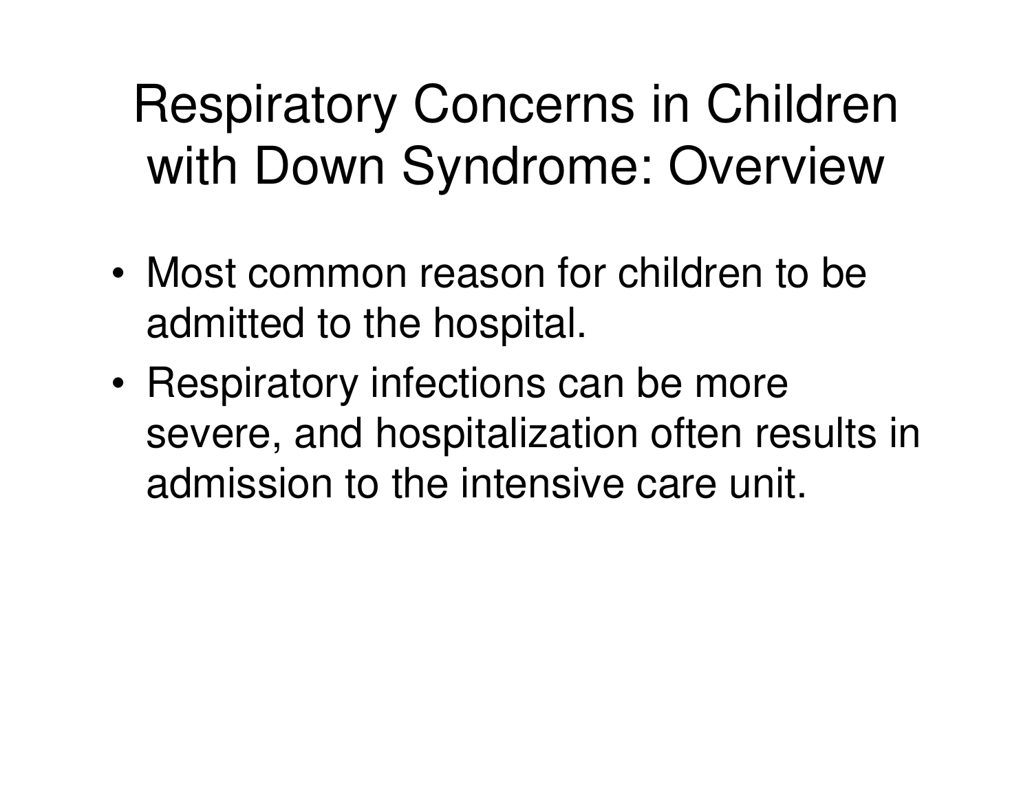# Respiratory Concerns in Children with Down Syndrome: Overview

- Most common reason for children to be admitted to the hospital.
- Respiratory infections can be more severe, and hospitalization often results in admission to the intensive care unit.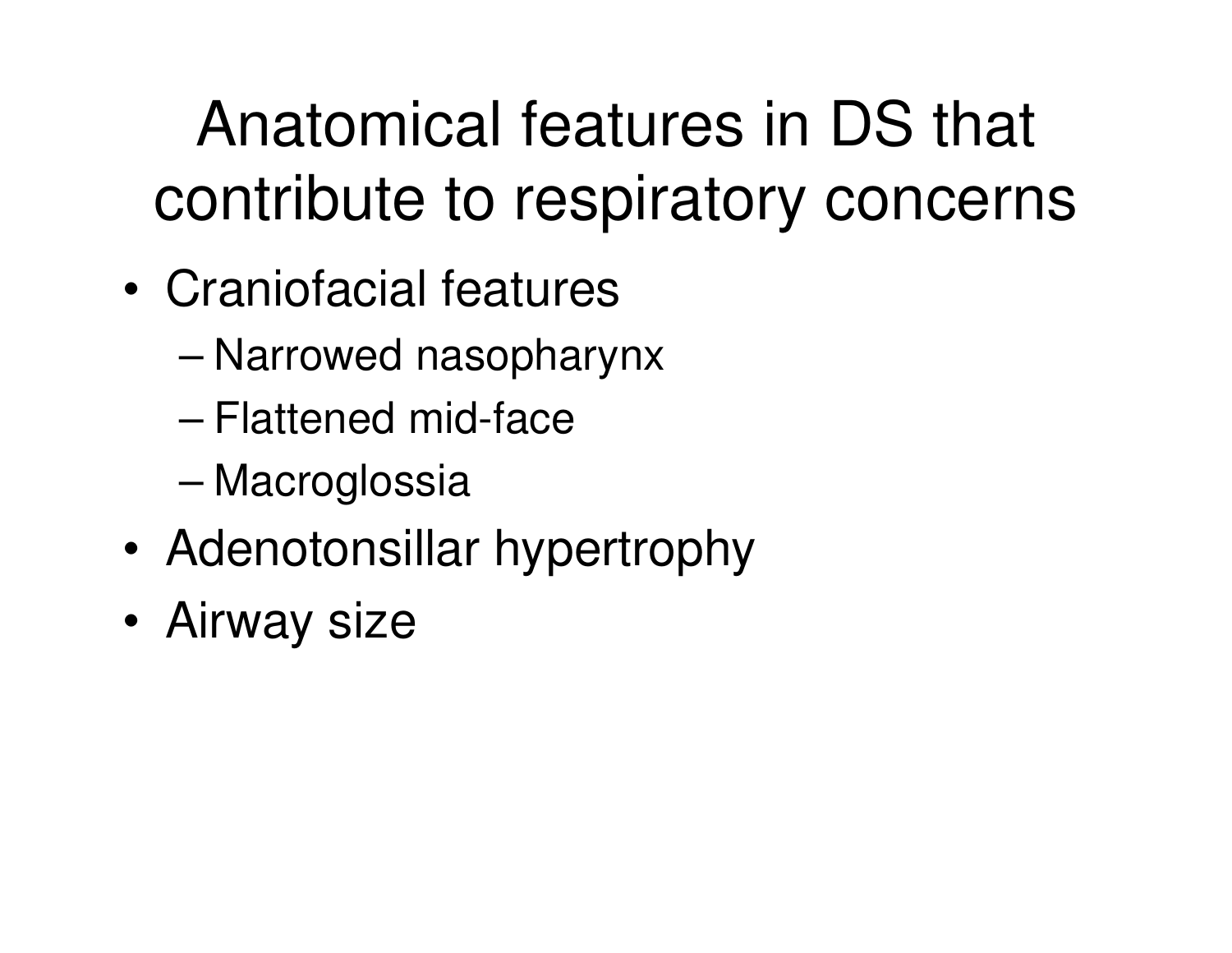# Anatomical features in DS that contribute to respiratory concerns

- Craniofacial features
  - Narrowed nasopharynx
  - Flattened mid-face
  - Macroglossia
- Adenotonsillar hypertrophy
- Airway size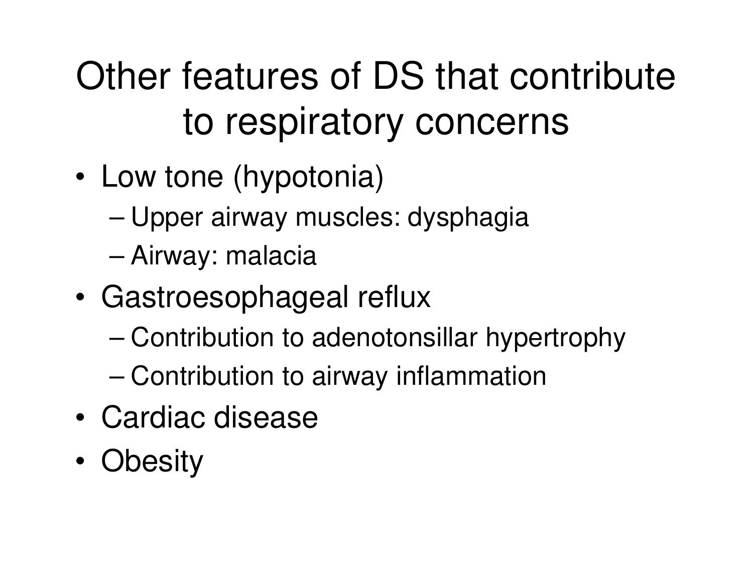# Other features of DS that contribute to respiratory concerns

- Low tone (hypotonia)
  - Upper airway muscles: dysphagia
  - Airway: malacia
- Gastroesophageal reflux
  - Contribution to adenotonsillar hypertrophy
  - Contribution to airway inflammation
- Cardiac disease
- Obesity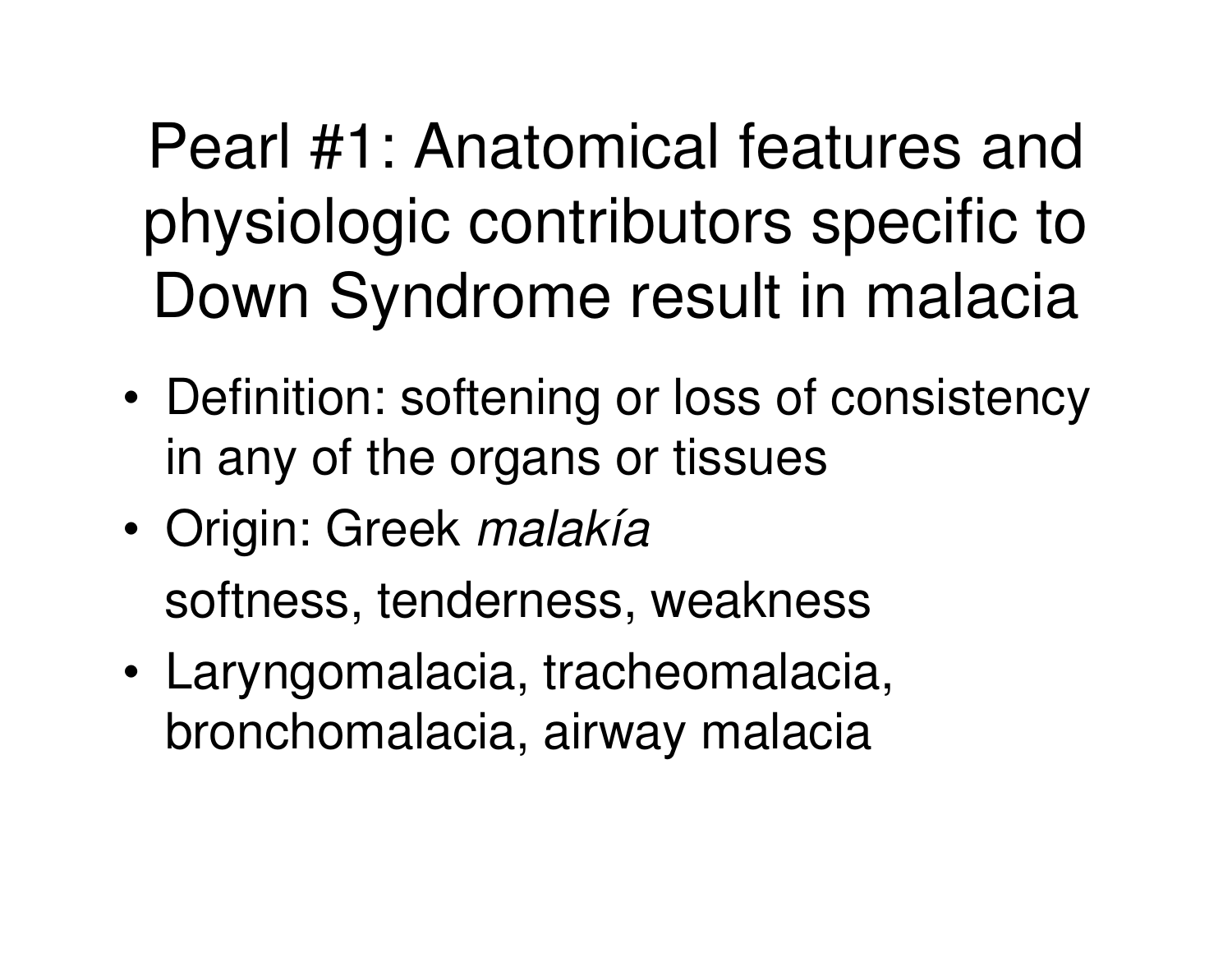# Pearl #1: Anatomical features and physiologic contributors specific to Down Syndrome result in malacia

- Definition: softening or loss of consistency in any of the organs or tissues
- Origin: Greek *malakía*

  softness, tenderness, weakness
- Laryngomalacia, tracheomalacia, bronchomalacia, airway malacia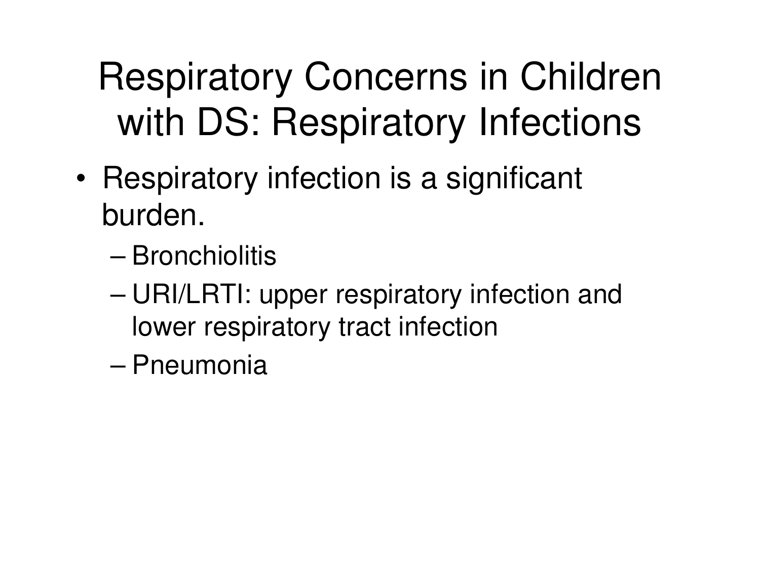# Respiratory Concerns in Children with DS: Respiratory Infections

- Respiratory infection is a significant burden.
  - Bronchiolitis
  - URI/LRTI: upper respiratory infection and lower respiratory tract infection
  - Pneumonia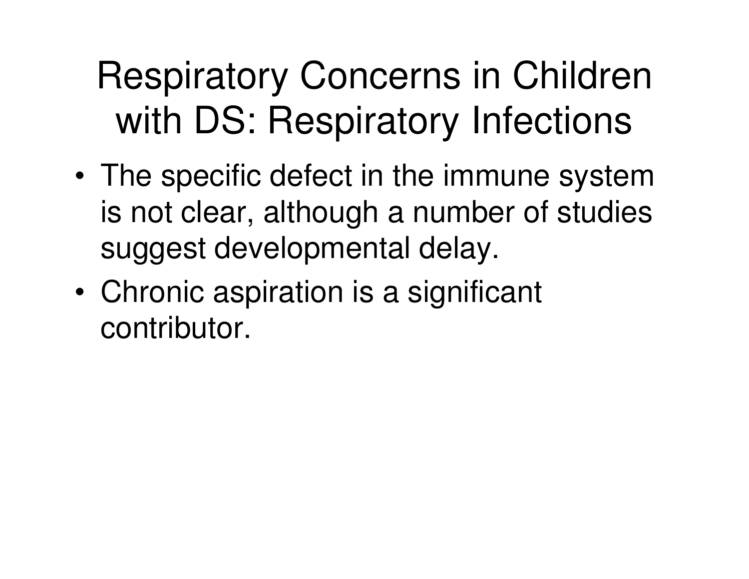# Respiratory Concerns in Children with DS: Respiratory Infections

- The specific defect in the immune system is not clear, although a number of studies suggest developmental delay.
- Chronic aspiration is a significant contributor.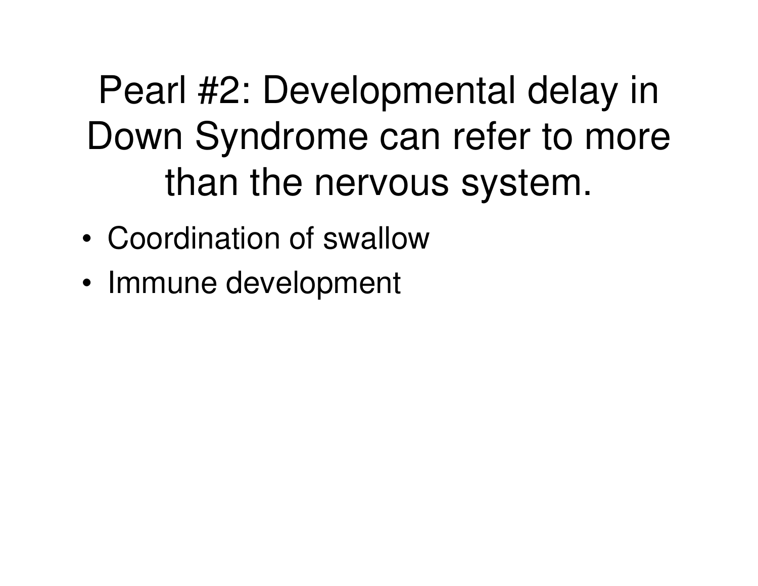# Pearl #2: Developmental delay in Down Syndrome can refer to more than the nervous system.

- Coordination of swallow
- Immune development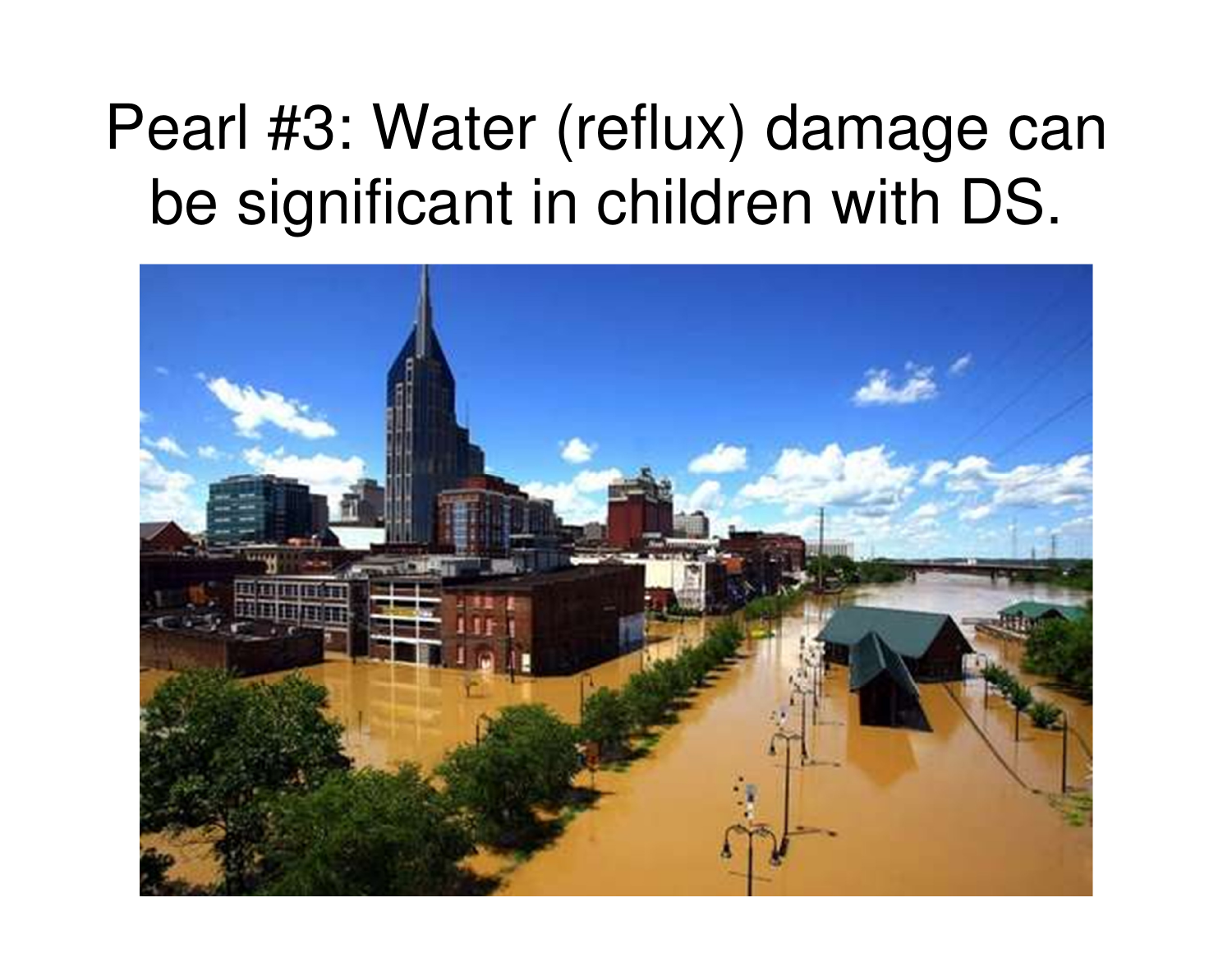# Pearl #3: Water (reflux) damage can be significant in children with DS.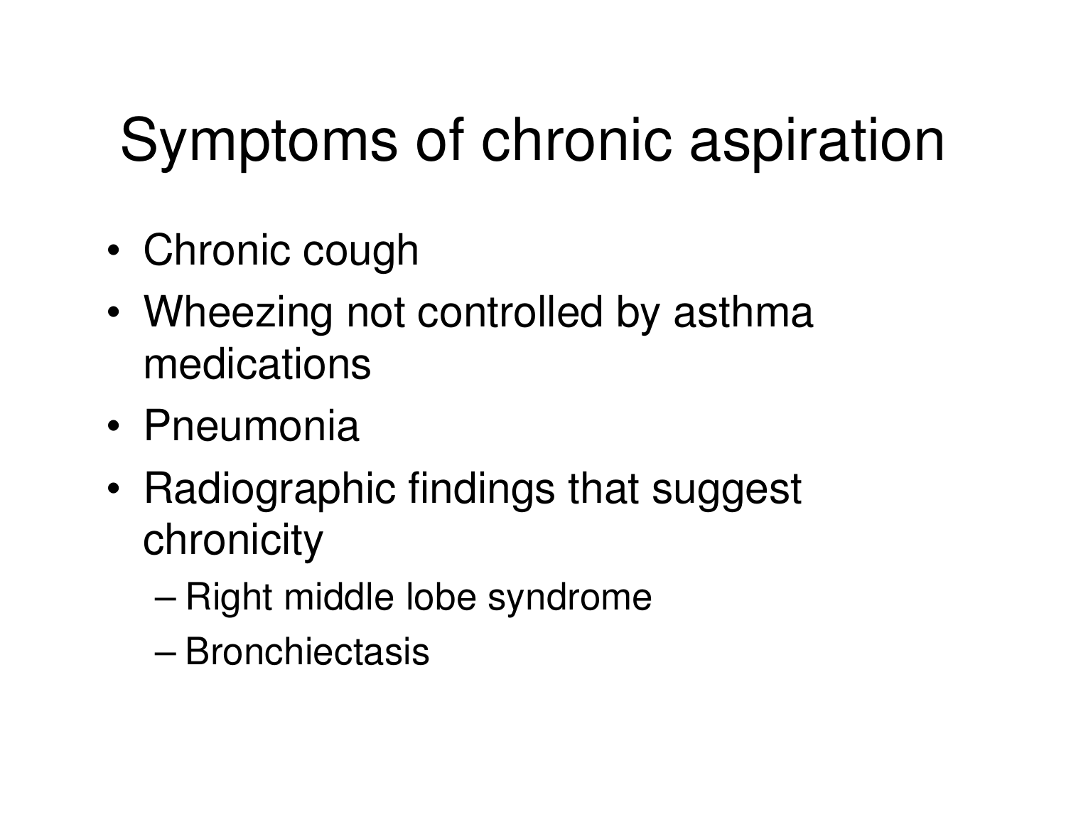# Symptoms of chronic aspiration

- Chronic cough
- Wheezing not controlled by asthma medications
- Pneumonia
- Radiographic findings that suggest chronicity
  - Right middle lobe syndrome
  - Bronchiectasis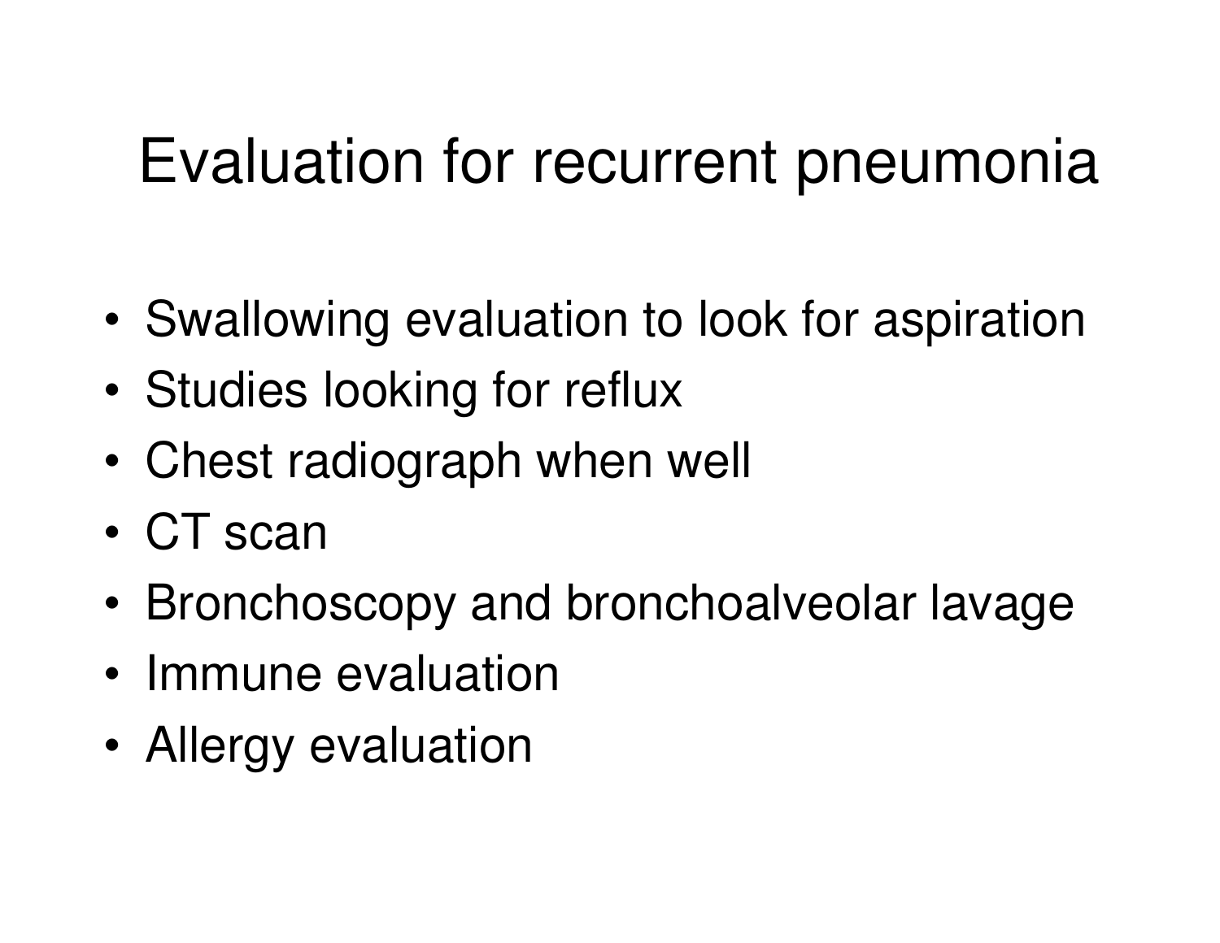# Evaluation for recurrent pneumonia

- Swallowing evaluation to look for aspiration
- Studies looking for reflux
- Chest radiograph when well
- CT scan
- Bronchoscopy and bronchoalveolar lavage
- Immune evaluation
- Allergy evaluation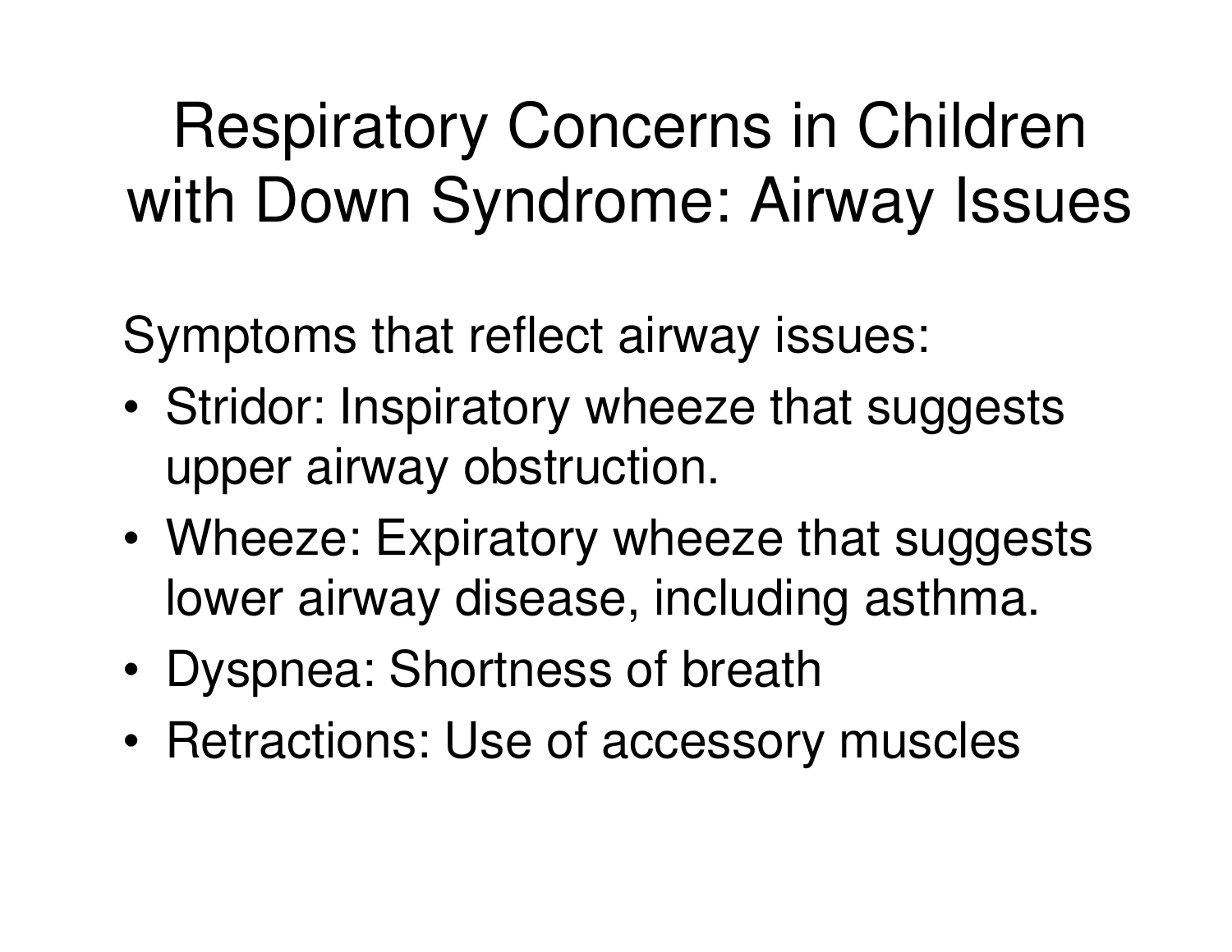# Respiratory Concerns in Children with Down Syndrome: Airway Issues

Symptoms that reflect airway issues:

- Stridor: Inspiratory wheeze that suggests upper airway obstruction.
- Wheeze: Expiratory wheeze that suggests lower airway disease, including asthma.
- Dyspnea: Shortness of breath
- Retractions: Use of accessory muscles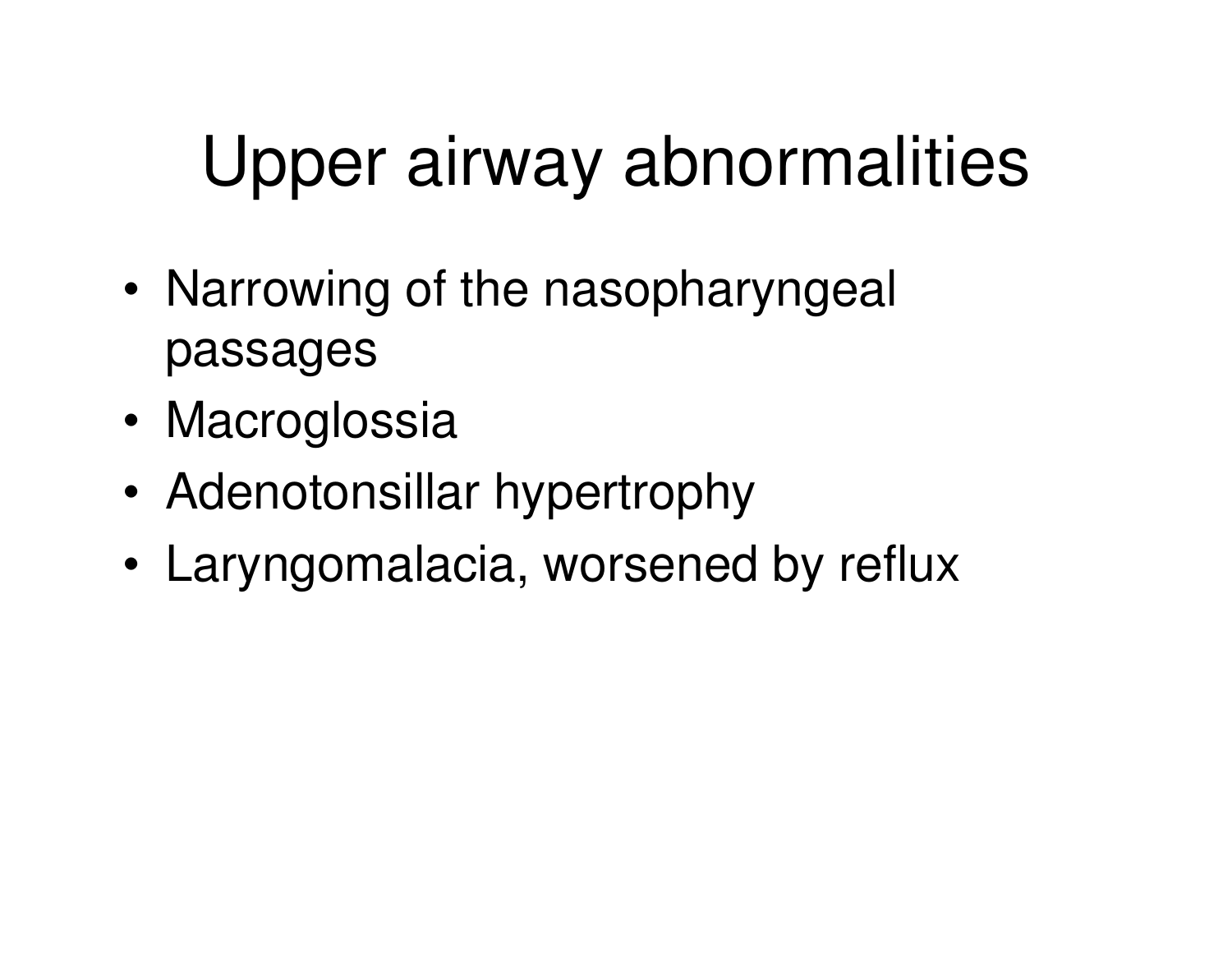# Upper airway abnormalities

- Narrowing of the nasopharyngeal passages
- Macroglossia
- Adenotonsillar hypertrophy
- Laryngomalacia, worsened by reflux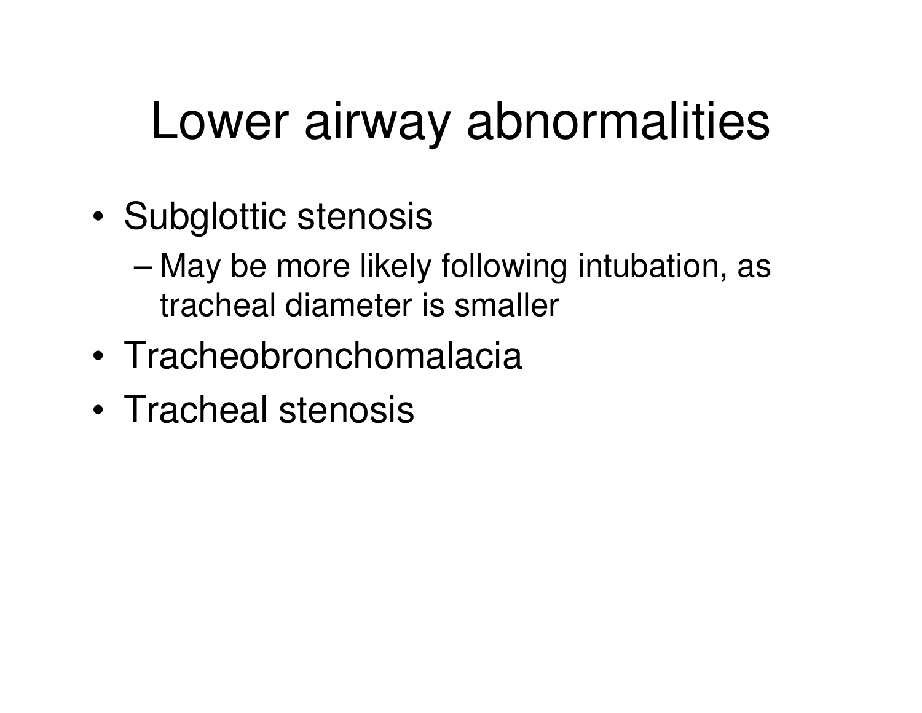# Lower airway abnormalities

- Subglottic stenosis
  - May be more likely following intubation, as tracheal diameter is smaller
- Tracheobronchomalacia
- Tracheal stenosis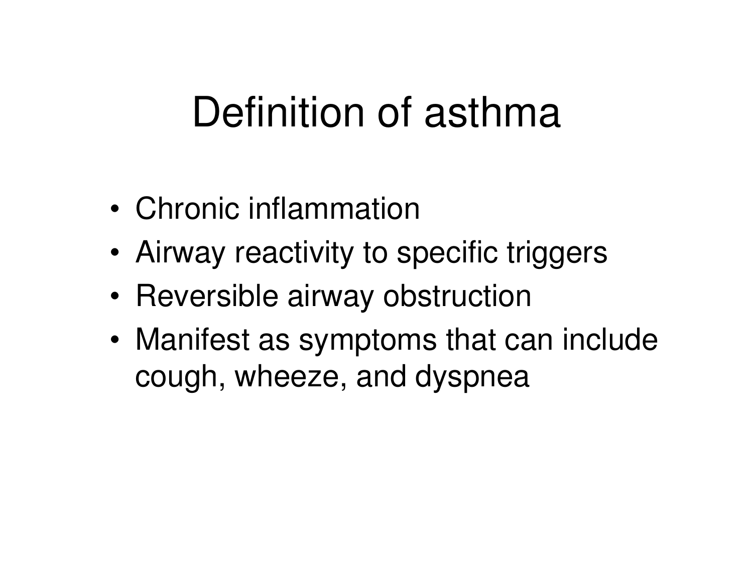# Definition of asthma

- Chronic inflammation
- Airway reactivity to specific triggers
- Reversible airway obstruction
- Manifest as symptoms that can include cough, wheeze, and dyspnea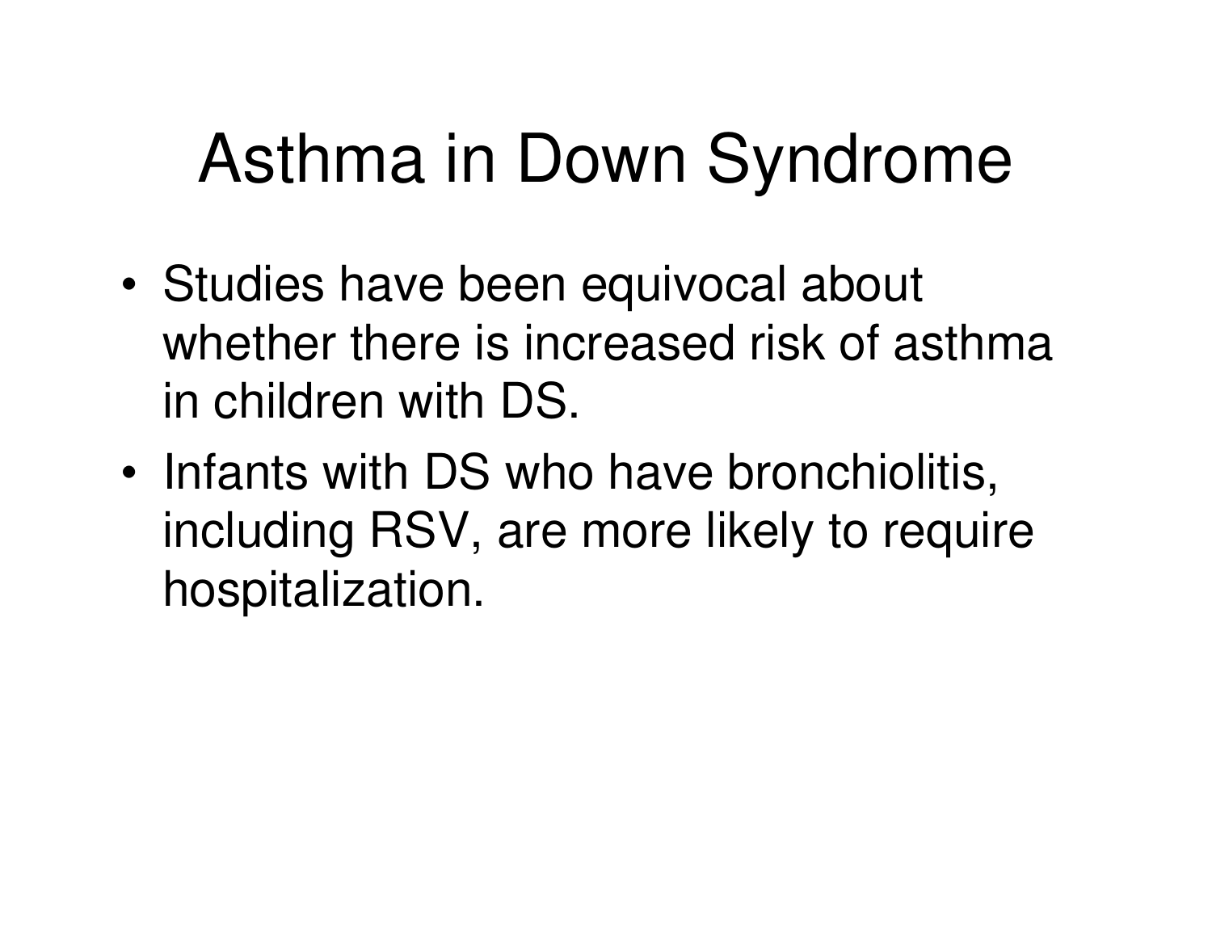# Asthma in Down Syndrome

- Studies have been equivocal about whether there is increased risk of asthma in children with DS.
- Infants with DS who have bronchiolitis, including RSV, are more likely to require hospitalization.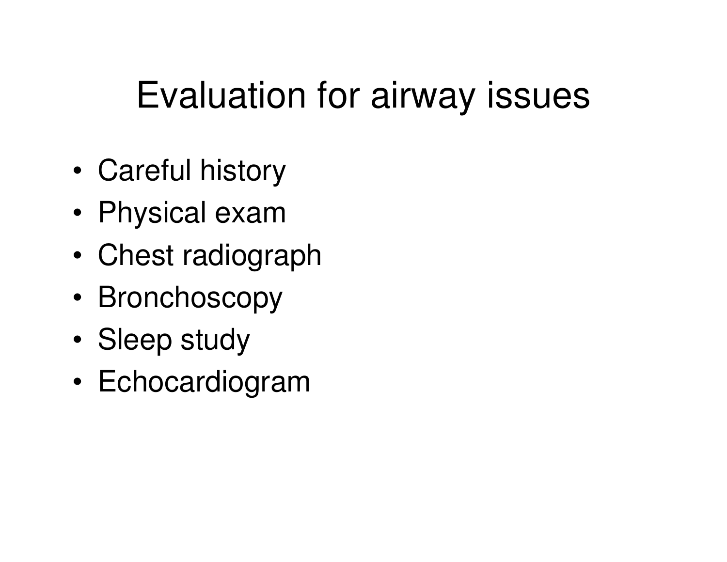# Evaluation for airway issues

- Careful history
- Physical exam
- Chest radiograph
- Bronchoscopy
- Sleep study
- Echocardiogram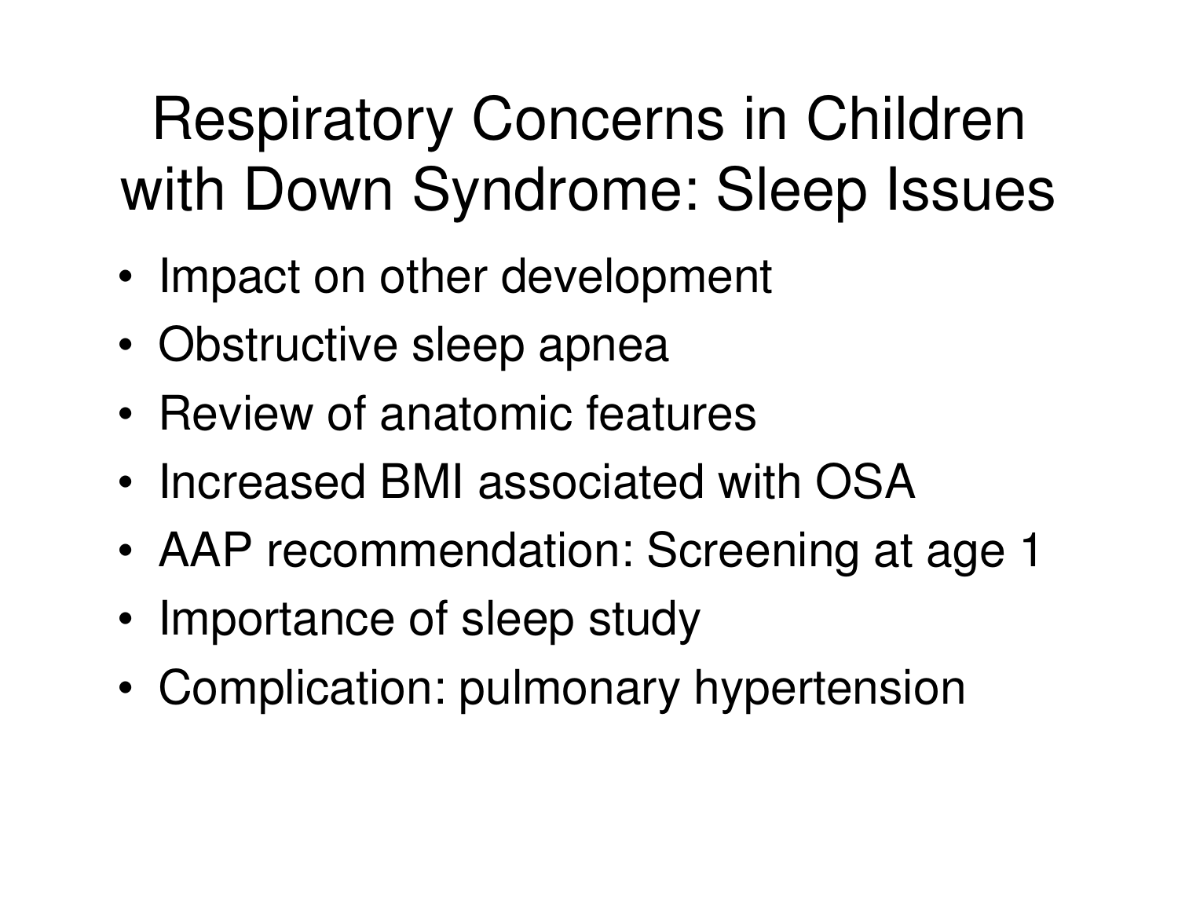# Respiratory Concerns in Children with Down Syndrome: Sleep Issues

- Impact on other development
- Obstructive sleep apnea
- Review of anatomic features
- Increased BMI associated with OSA
- AAP recommendation: Screening at age 1
- Importance of sleep study
- Complication: pulmonary hypertension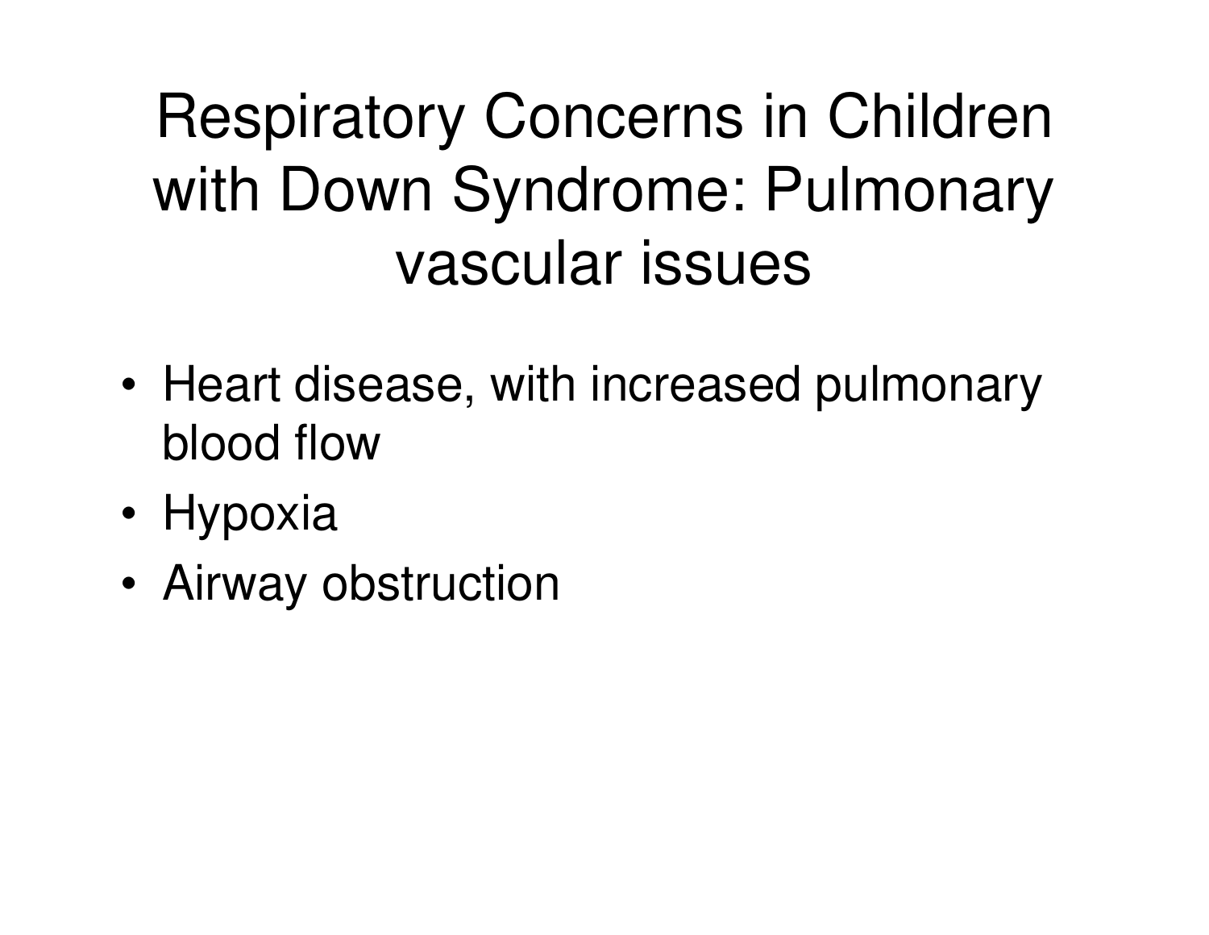# Respiratory Concerns in Children with Down Syndrome: Pulmonary vascular issues

- Heart disease, with increased pulmonary blood flow
- Hypoxia
- Airway obstruction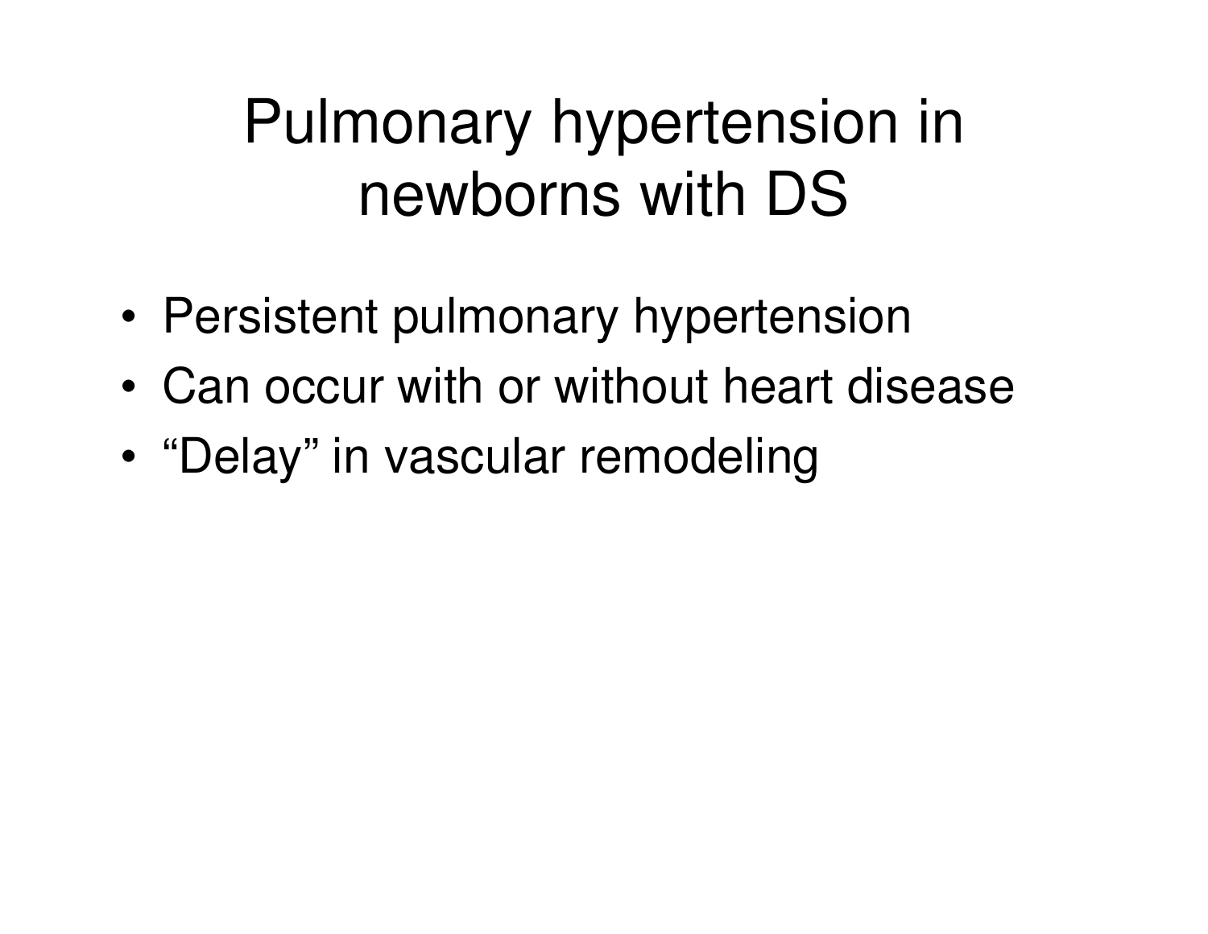# Pulmonary hypertension in newborns with DS

- Persistent pulmonary hypertension
- Can occur with or without heart disease
- “Delay” in vascular remodeling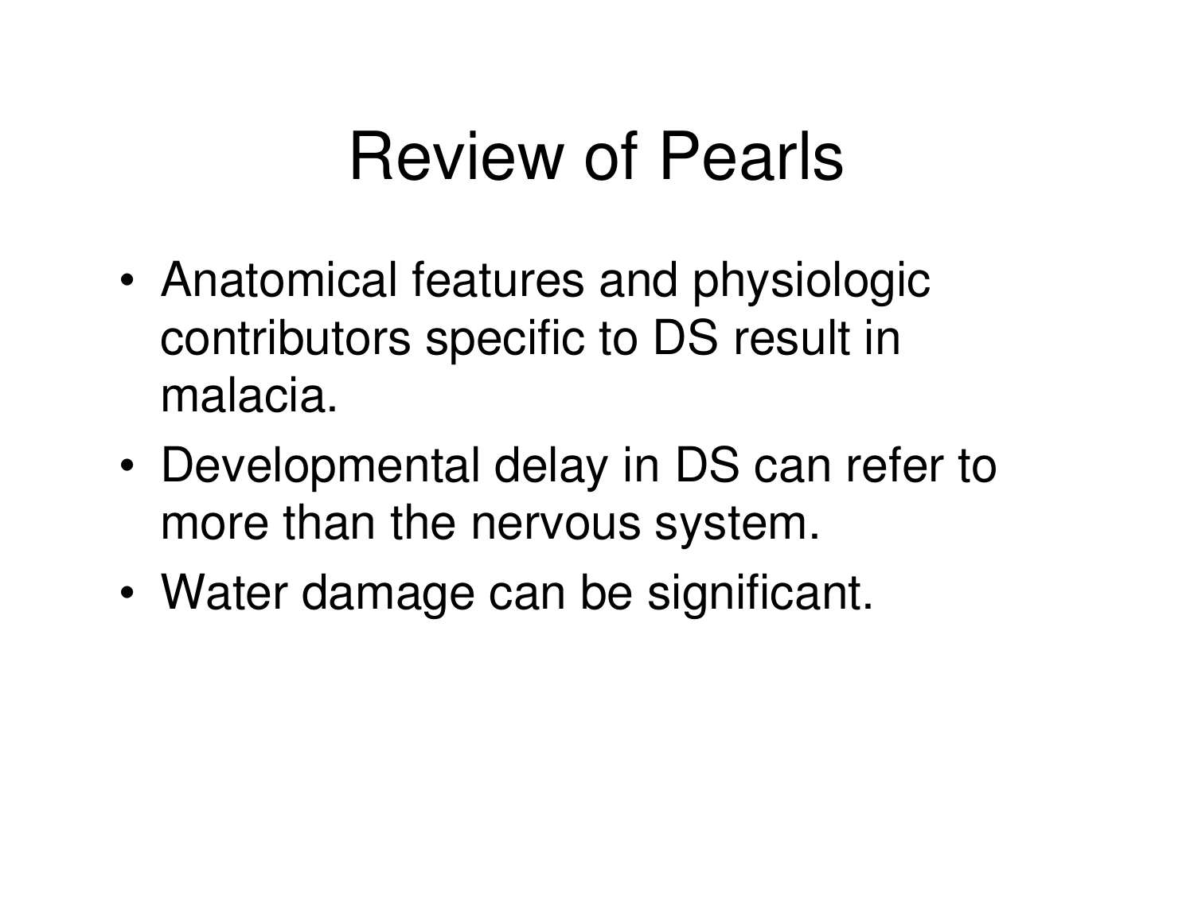# Review of Pearls

- Anatomical features and physiologic contributors specific to DS result in malacia.
- Developmental delay in DS can refer to more than the nervous system.
- Water damage can be significant.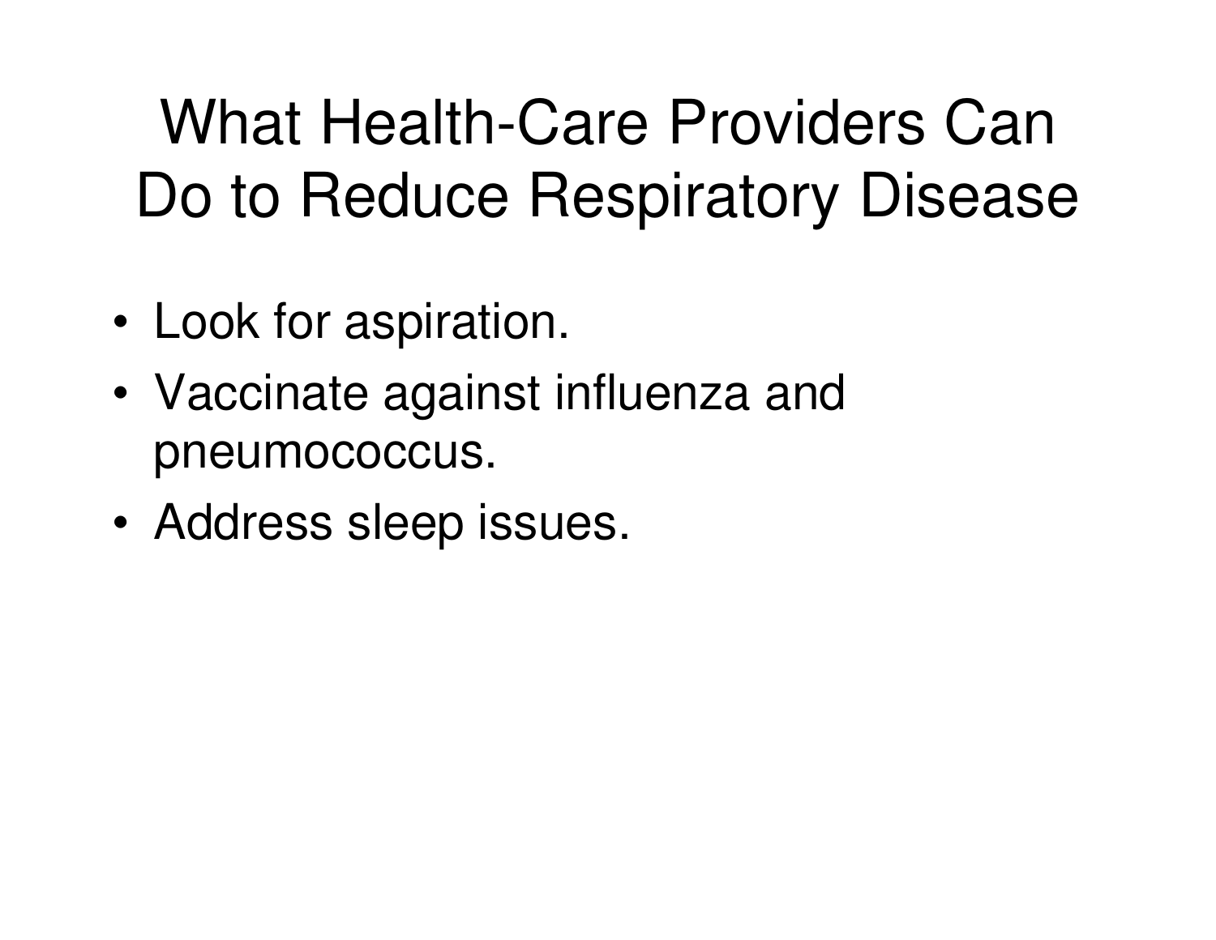# What Health-Care Providers Can Do to Reduce Respiratory Disease

- Look for aspiration.
- Vaccinate against influenza and pneumococcus.
- Address sleep issues.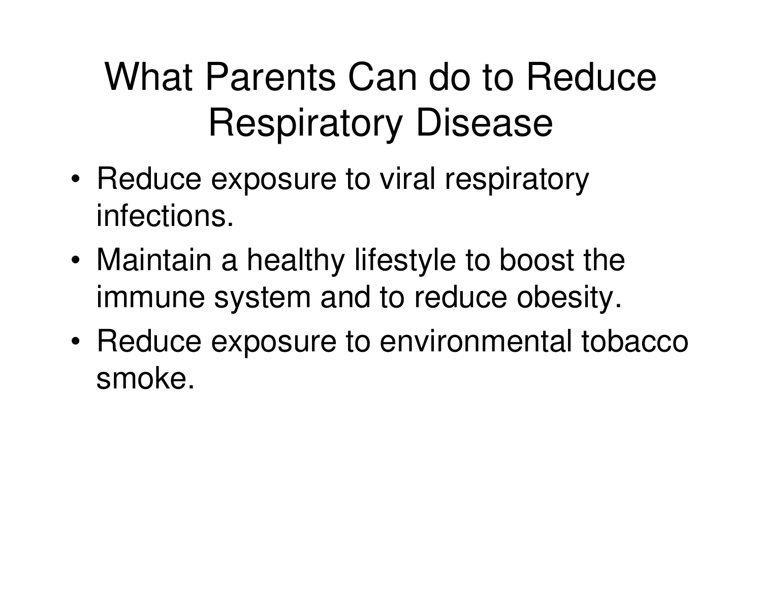# What Parents Can do to Reduce Respiratory Disease

- Reduce exposure to viral respiratory infections.
- Maintain a healthy lifestyle to boost the immune system and to reduce obesity.
- Reduce exposure to environmental tobacco smoke.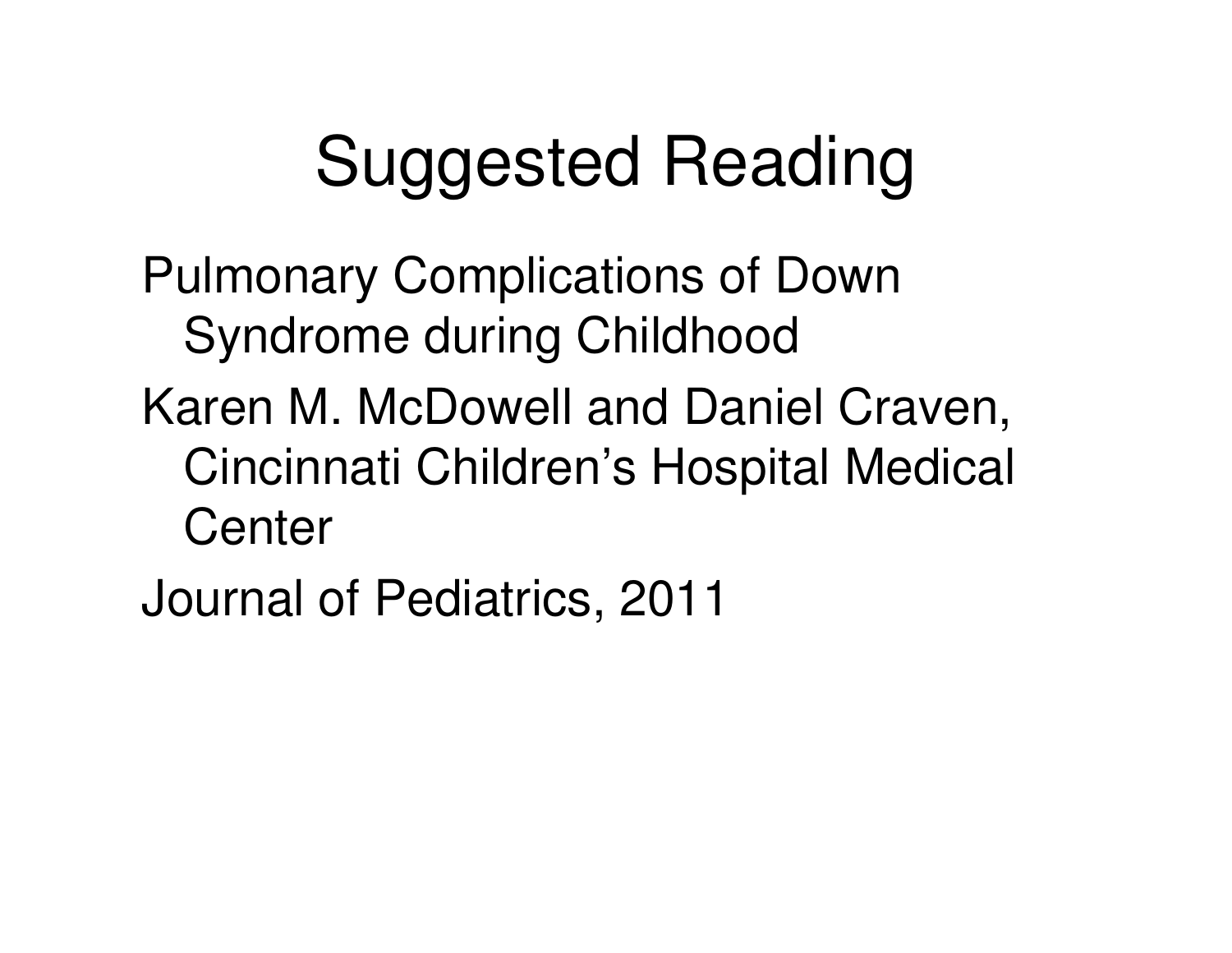# Suggested Reading

Pulmonary Complications of Down Syndrome during Childhood

Karen M. McDowell and Daniel Craven, Cincinnati Children's Hospital Medical Center

Journal of Pediatrics, 2011